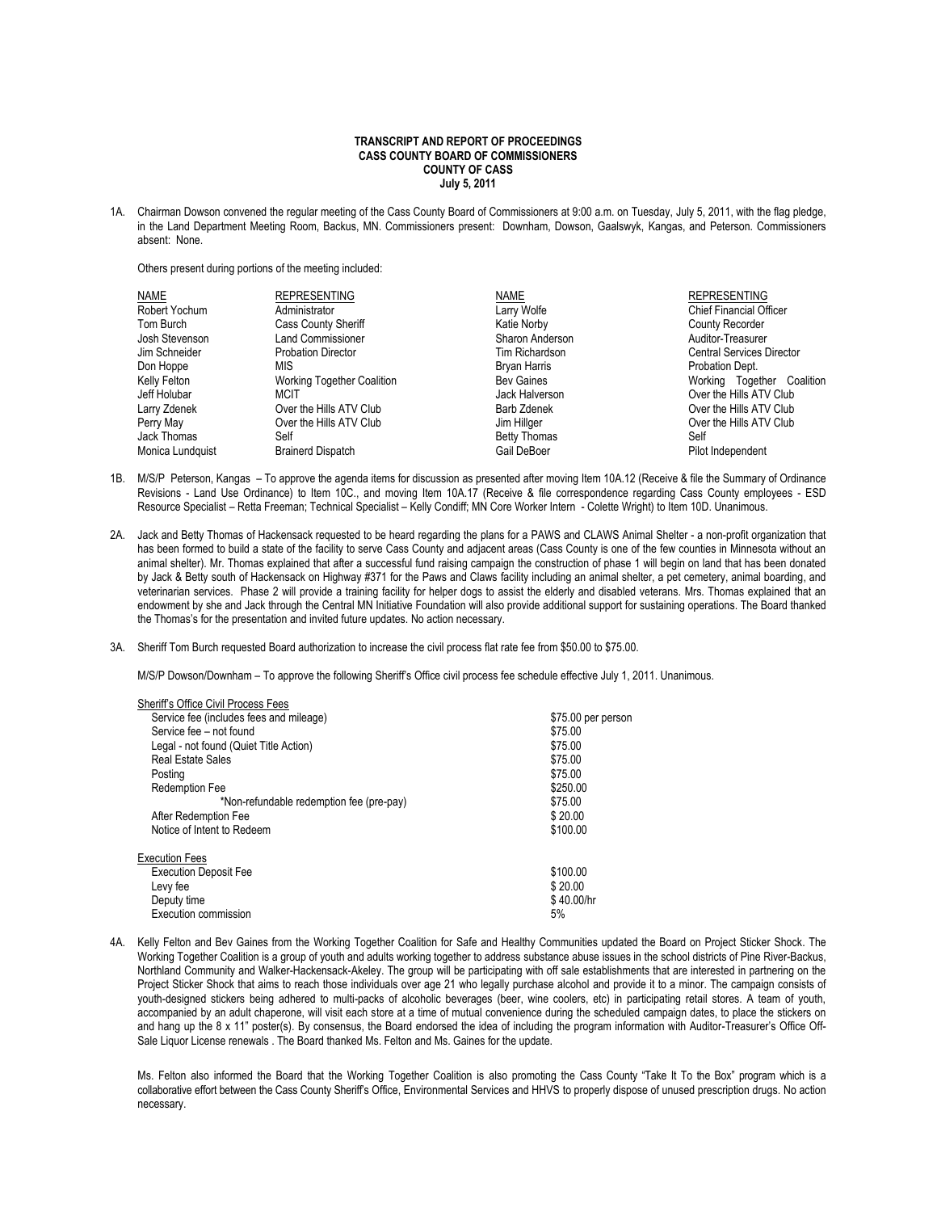**TRANSCRIPT AND REPORT OF PROCEEDINGS**
**CASS COUNTY BOARD OF COMMISSIONERS**
**COUNTY OF CASS**
**July 5, 2011**

1A. Chairman Dowson convened the regular meeting of the Cass County Board of Commissioners at 9:00 a.m. on Tuesday, July 5, 2011, with the flag pledge, in the Land Department Meeting Room, Backus, MN. Commissioners present: Downham, Dowson, Gaalswyk, Kangas, and Peterson. Commissioners absent: None.

Others present during portions of the meeting included:

| NAME | REPRESENTING | NAME | REPRESENTING |
|---|---|---|---|
| Robert Yochum | Administrator | Larry Wolfe | Chief Financial Officer |
| Tom Burch | Cass County Sheriff | Katie Norby | County Recorder |
| Josh Stevenson | Land Commissioner | Sharon Anderson | Auditor-Treasurer |
| Jim Schneider | Probation Director | Tim Richardson | Central Services Director |
| Don Hoppe | MIS | Bryan Harris | Probation Dept. |
| Kelly Felton | Working Together Coalition | Bev Gaines | Working Together Coalition |
| Jeff Holubar | MCIT | Jack Halverson | Over the Hills ATV Club |
| Larry Zdenek | Over the Hills ATV Club | Barb Zdenek | Over the Hills ATV Club |
| Perry May | Over the Hills ATV Club | Jim Hillger | Over the Hills ATV Club |
| Jack Thomas | Self | Betty Thomas | Self |
| Monica Lundquist | Brainerd Dispatch | Gail DeBoer | Pilot Independent |

1B. M/S/P Peterson, Kangas – To approve the agenda items for discussion as presented after moving Item 10A.12 (Receive & file the Summary of Ordinance Revisions - Land Use Ordinance) to Item 10C., and moving Item 10A.17 (Receive & file correspondence regarding Cass County employees - ESD Resource Specialist – Retta Freeman; Technical Specialist – Kelly Condiff; MN Core Worker Intern - Colette Wright) to Item 10D. Unanimous.

2A. Jack and Betty Thomas of Hackensack requested to be heard regarding the plans for a PAWS and CLAWS Animal Shelter - a non-profit organization that has been formed to build a state of the facility to serve Cass County and adjacent areas (Cass County is one of the few counties in Minnesota without an animal shelter). Mr. Thomas explained that after a successful fund raising campaign the construction of phase 1 will begin on land that has been donated by Jack & Betty south of Hackensack on Highway #371 for the Paws and Claws facility including an animal shelter, a pet cemetery, animal boarding, and veterinarian services. Phase 2 will provide a training facility for helper dogs to assist the elderly and disabled veterans. Mrs. Thomas explained that an endowment by she and Jack through the Central MN Initiative Foundation will also provide additional support for sustaining operations. The Board thanked the Thomas's for the presentation and invited future updates. No action necessary.

3A. Sheriff Tom Burch requested Board authorization to increase the civil process flat rate fee from $50.00 to $75.00.

M/S/P Dowson/Downham – To approve the following Sheriff's Office civil process fee schedule effective July 1, 2011. Unanimous.

| Sheriff's Office Civil Process Fees | |
|---|---|
| Service fee (includes fees and mileage) | $75.00 per person |
| Service fee – not found | $75.00 |
| Legal - not found (Quiet Title Action) | $75.00 |
| Real Estate Sales | $75.00 |
| Posting | $75.00 |
| Redemption Fee | $250.00 |
| *Non-refundable redemption fee (pre-pay) | $75.00 |
| After Redemption Fee | $ 20.00 |
| Notice of Intent to Redeem | $100.00 |
| **Execution Fees** | |
| Execution Deposit Fee | $100.00 |
| Levy fee | $ 20.00 |
| Deputy time | $ 40.00/hr |
| Execution commission | 5% |

4A. Kelly Felton and Bev Gaines from the Working Together Coalition for Safe and Healthy Communities updated the Board on Project Sticker Shock. The Working Together Coalition is a group of youth and adults working together to address substance abuse issues in the school districts of Pine River-Backus, Northland Community and Walker-Hackensack-Akeley. The group will be participating with off sale establishments that are interested in partnering on the Project Sticker Shock that aims to reach those individuals over age 21 who legally purchase alcohol and provide it to a minor. The campaign consists of youth-designed stickers being adhered to multi-packs of alcoholic beverages (beer, wine coolers, etc) in participating retail stores. A team of youth, accompanied by an adult chaperone, will visit each store at a time of mutual convenience during the scheduled campaign dates, to place the stickers on and hang up the 8 x 11" poster(s). By consensus, the Board endorsed the idea of including the program information with Auditor-Treasurer's Office Off-Sale Liquor License renewals . The Board thanked Ms. Felton and Ms. Gaines for the update.

Ms. Felton also informed the Board that the Working Together Coalition is also promoting the Cass County "Take It To the Box" program which is a collaborative effort between the Cass County Sheriff's Office, Environmental Services and HHVS to properly dispose of unused prescription drugs. No action necessary.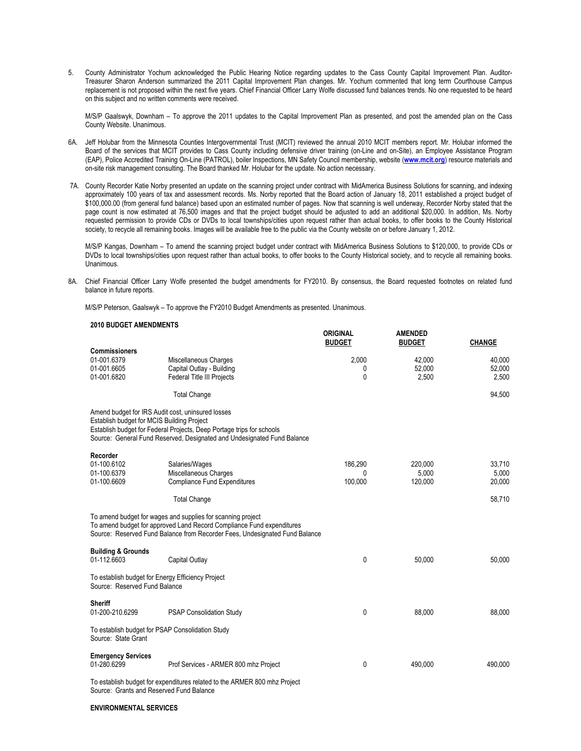5. County Administrator Yochum acknowledged the Public Hearing Notice regarding updates to the Cass County Capital Improvement Plan. Auditor-Treasurer Sharon Anderson summarized the 2011 Capital Improvement Plan changes. Mr. Yochum commented that long term Courthouse Campus replacement is not proposed within the next five years. Chief Financial Officer Larry Wolfe discussed fund balances trends. No one requested to be heard on this subject and no written comments were received.

   M/S/P Gaalswyk, Downham – To approve the 2011 updates to the Capital Improvement Plan as presented, and post the amended plan on the Cass County Website. Unanimous.

6A. Jeff Holubar from the Minnesota Counties Intergovernmental Trust (MCIT) reviewed the annual 2010 MCIT members report. Mr. Holubar informed the Board of the services that MCIT provides to Cass County including defensive driver training (on-Line and on-Site), an Employee Assistance Program (EAP), Police Accredited Training On-Line (PATROL), boiler Inspections, MN Safety Council membership, website (**www.mcit.org**) resource materials and on-site risk management consulting. The Board thanked Mr. Holubar for the update. No action necessary.

7A. County Recorder Katie Norby presented an update on the scanning project under contract with MidAmerica Business Solutions for scanning, and indexing approximately 100 years of tax and assessment records. Ms. Norby reported that the Board action of January 18, 2011 established a project budget of $100,000.00 (from general fund balance) based upon an estimated number of pages. Now that scanning is well underway, Recorder Norby stated that the page count is now estimated at 76,500 images and that the project budget should be adjusted to add an additional $20,000. In addition, Ms. Norby requested permission to provide CDs or DVDs to local townships/cities upon request rather than actual books, to offer books to the County Historical society, to recycle all remaining books. Images will be available free to the public via the County website on or before January 1, 2012.

   M/S/P Kangas, Downham – To amend the scanning project budget under contract with MidAmerica Business Solutions to $120,000, to provide CDs or DVDs to local townships/cities upon request rather than actual books, to offer books to the County Historical society, and to recycle all remaining books. Unanimous.

8A. Chief Financial Officer Larry Wolfe presented the budget amendments for FY2010. By consensus, the Board requested footnotes on related fund balance in future reports.

   M/S/P Peterson, Gaalswyk – To approve the FY2010 Budget Amendments as presented. Unanimous.

**2010 BUDGET AMENDMENTS**

| | | **ORIGINAL BUDGET** | **AMENDED BUDGET** | **CHANGE** |
|---|---|---|---|---|
| **Commissioners** | | | | |
| 01-001.6379 | Miscellaneous Charges | 2,000 | 42,000 | 40,000 |
| 01-001.6605 | Capital Outlay - Building | 0 | 52,000 | 52,000 |
| 01-001.6820 | Federal Title III Projects | 0 | 2,500 | 2,500 |
| | Total Change | | | 94,500 |

Amend budget for IRS Audit cost, uninsured losses
Establish budget for MCIS Building Project
Establish budget for Federal Projects, Deep Portage trips for schools
Source: General Fund Reserved, Designated and Undesignated Fund Balance

| | | **ORIGINAL BUDGET** | **AMENDED BUDGET** | **CHANGE** |
|---|---|---|---|---|
| **Recorder** | | | | |
| 01-100.6102 | Salaries/Wages | 186,290 | 220,000 | 33,710 |
| 01-100.6379 | Miscellaneous Charges | 0 | 5,000 | 5,000 |
| 01-100.6609 | Compliance Fund Expenditures | 100,000 | 120,000 | 20,000 |
| | Total Change | | | 58,710 |

To amend budget for wages and supplies for scanning project
To amend budget for approved Land Record Compliance Fund expenditures
Source: Reserved Fund Balance from Recorder Fees, Undesignated Fund Balance

| | | **ORIGINAL BUDGET** | **AMENDED BUDGET** | **CHANGE** |
|---|---|---|---|---|
| **Building & Grounds** | | | | |
| 01-112.6603 | Capital Outlay | 0 | 50,000 | 50,000 |

To establish budget for Energy Efficiency Project
Source: Reserved Fund Balance

| | | **ORIGINAL BUDGET** | **AMENDED BUDGET** | **CHANGE** |
|---|---|---|---|---|
| **Sheriff** | | | | |
| 01-200-210.6299 | PSAP Consolidation Study | 0 | 88,000 | 88,000 |

To establish budget for PSAP Consolidation Study
Source: State Grant

| | | **ORIGINAL BUDGET** | **AMENDED BUDGET** | **CHANGE** |
|---|---|---|---|---|
| **Emergency Services** | | | | |
| 01-280.6299 | Prof Services - ARMER 800 mhz Project | 0 | 490,000 | 490,000 |

To establish budget for expenditures related to the ARMER 800 mhz Project
Source: Grants and Reserved Fund Balance

**ENVIRONMENTAL SERVICES**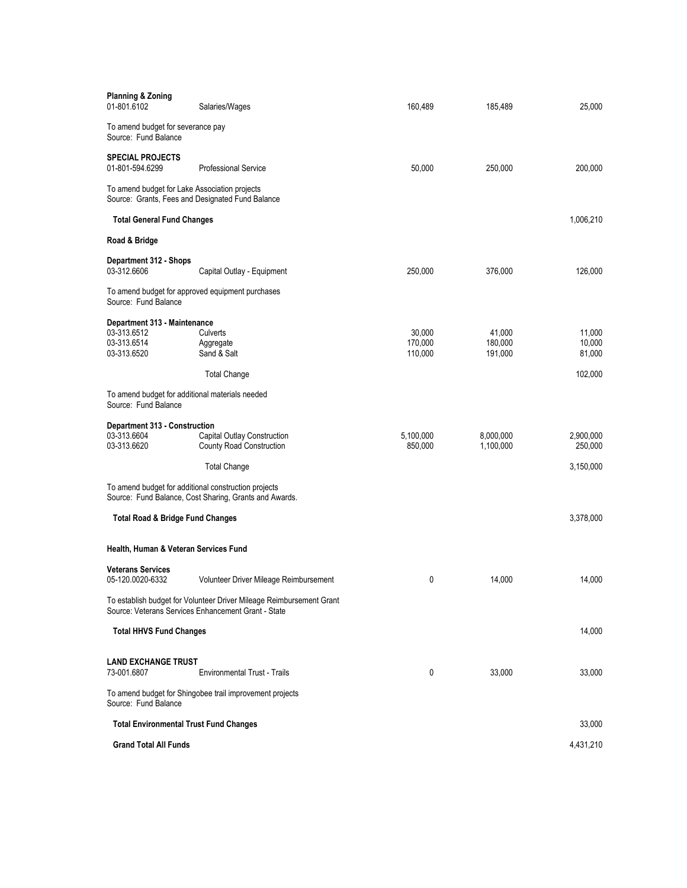| | | | | |
|---|---|---|---|---|
| **Planning & Zoning** | | | | |
| 01-801.6102 | Salaries/Wages | 160,489 | 185,489 | 25,000 |
| To amend budget for severance pay<br>Source: Fund Balance | | | | |
| **SPECIAL PROJECTS** | | | | |
| 01-801-594.6299 | Professional Service | 50,000 | 250,000 | 200,000 |
| To amend budget for Lake Association projects<br>Source: Grants, Fees and Designated Fund Balance | | | | |
| **Total General Fund Changes** | | | | 1,006,210 |
| **Road & Bridge** | | | | |
| **Department 312 - Shops** | | | | |
| 03-312.6606 | Capital Outlay - Equipment | 250,000 | 376,000 | 126,000 |
| To amend budget for approved equipment purchases<br>Source: Fund Balance | | | | |
| **Department 313 - Maintenance** | | | | |
| 03-313.6512 | Culverts | 30,000 | 41,000 | 11,000 |
| 03-313.6514 | Aggregate | 170,000 | 180,000 | 10,000 |
| 03-313.6520 | Sand & Salt | 110,000 | 191,000 | 81,000 |
| | Total Change | | | 102,000 |
| To amend budget for additional materials needed<br>Source: Fund Balance | | | | |
| **Department 313 - Construction** | | | | |
| 03-313.6604 | Capital Outlay Construction | 5,100,000 | 8,000,000 | 2,900,000 |
| 03-313.6620 | County Road Construction | 850,000 | 1,100,000 | 250,000 |
| | Total Change | | | 3,150,000 |
| To amend budget for additional construction projects<br>Source: Fund Balance, Cost Sharing, Grants and Awards. | | | | |
| **Total Road & Bridge Fund Changes** | | | | 3,378,000 |
| **Health, Human & Veteran Services Fund** | | | | |
| **Veterans Services** | | | | |
| 05-120.0020-6332 | Volunteer Driver Mileage Reimbursement | 0 | 14,000 | 14,000 |
| To establish budget for Volunteer Driver Mileage Reimbursement Grant<br>Source: Veterans Services Enhancement Grant - State | | | | |
| **Total HHVS Fund Changes** | | | | 14,000 |
| **LAND EXCHANGE TRUST** | | | | |
| 73-001.6807 | Environmental Trust - Trails | 0 | 33,000 | 33,000 |
| To amend budget for Shingobee trail improvement projects<br>Source: Fund Balance | | | | |
| **Total Environmental Trust Fund Changes** | | | | 33,000 |
| **Grand Total All Funds** | | | | 4,431,210 |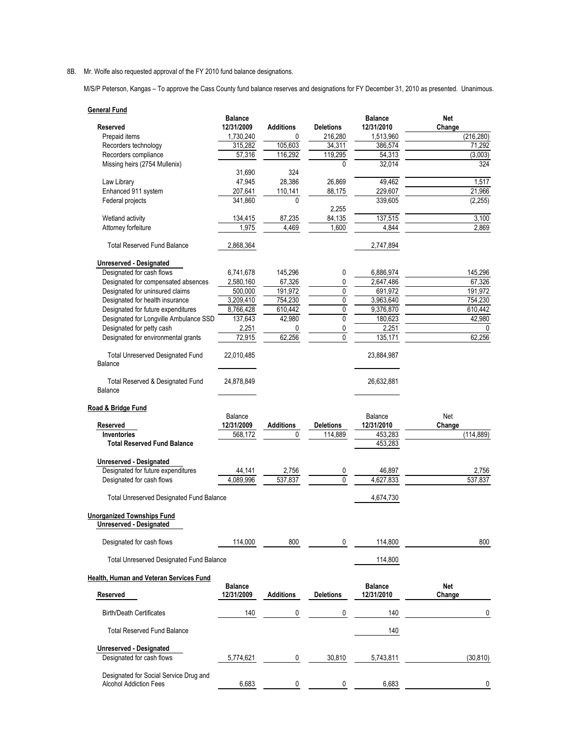8B. Mr. Wolfe also requested approval of the FY 2010 fund balance designations.

M/S/P Peterson, Kangas – To approve the Cass County fund balance reserves and designations for FY December 31, 2010 as presented. Unanimous.

**General Fund**

| Reserved | Balance 12/31/2009 | Additions | Deletions | Balance 12/31/2010 | Net Change |
|---|---|---|---|---|---|
| Prepaid items | 1,730,240 | 0 | 216,280 | 1,513,960 | (216,280) |
| Recorders technology | 315,282 | 105,603 | 34,311 | 386,574 | 71,292 |
| Recorders compliance | 57,316 | 116,292 | 119,295 | 54,313 | (3,003) |
| Missing heirs (2754 Mullenix) | 31,690 | 324 | 0 | 32,014 | 324 |
| Law Library | 47,945 | 28,386 | 26,869 | 49,462 | 1,517 |
| Enhanced 911 system | 207,641 | 110,141 | 88,175 | 229,607 | 21,966 |
| Federal projects | 341,860 | 0 | 2,255 | 339,605 | (2,255) |
| Wetland activity | 134,415 | 87,235 | 84,135 | 137,515 | 3,100 |
| Attorney forfeiture | 1,975 | 4,469 | 1,600 | 4,844 | 2,869 |
| Total Reserved Fund Balance | 2,868,364 | | | 2,747,894 | |
| **Unreserved - Designated** | | | | | |
| Designated for cash flows | 6,741,678 | 145,296 | 0 | 6,886,974 | 145,296 |
| Designated for compensated absences | 2,580,160 | 67,326 | 0 | 2,647,486 | 67,326 |
| Designated for uninsured claims | 500,000 | 191,972 | 0 | 691,972 | 191,972 |
| Designated for health insurance | 3,209,410 | 754,230 | 0 | 3,963,640 | 754,230 |
| Designated for future expenditures | 8,766,428 | 610,442 | 0 | 9,376,870 | 610,442 |
| Designated for Longville Ambulance SSD | 137,643 | 42,980 | 0 | 180,623 | 42,980 |
| Designated for petty cash | 2,251 | 0 | 0 | 2,251 | 0 |
| Designated for environmental grants | 72,915 | 62,256 | 0 | 135,171 | 62,256 |
| Total Unreserved Designated Fund Balance | 22,010,485 | | | 23,884,987 | |
| Total Reserved & Designated Fund Balance | 24,878,849 | | | 26,632,881 | |

**Road & Bridge Fund**

| Reserved | Balance 12/31/2009 | Additions | Deletions | Balance 12/31/2010 | Net Change |
|---|---|---|---|---|---|
| **Inventories** | 568,172 | 0 | 114,889 | 453,283 | (114,889) |
| **Total Reserved Fund Balance** | | | | 453,283 | |
| **Unreserved - Designated** | | | | | |
| Designated for future expenditures | 44,141 | 2,756 | 0 | 46,897 | 2,756 |
| Designated for cash flows | 4,089,996 | 537,837 | 0 | 4,627,833 | 537,837 |
| Total Unreserved Designated Fund Balance | | | | 4,674,730 | |

**Unorganized Townships Fund**

| Unreserved - Designated | | | | | |
|---|---|---|---|---|---|
| Designated for cash flows | 114,000 | 800 | 0 | 114,800 | 800 |
| Total Unreserved Designated Fund Balance | | | | 114,800 | |

**Health, Human and Veteran Services Fund**

| Reserved | Balance 12/31/2009 | Additions | Deletions | Balance 12/31/2010 | Net Change |
|---|---|---|---|---|---|
| Birth/Death Certificates | 140 | 0 | 0 | 140 | 0 |
| Total Reserved Fund Balance | | | | 140 | |
| **Unreserved - Designated** | | | | | |
| Designated for cash flows | 5,774,621 | 0 | 30,810 | 5,743,811 | (30,810) |
| Designated for Social Service Drug and Alcohol Addiction Fees | 6,683 | 0 | 0 | 6,683 | 0 |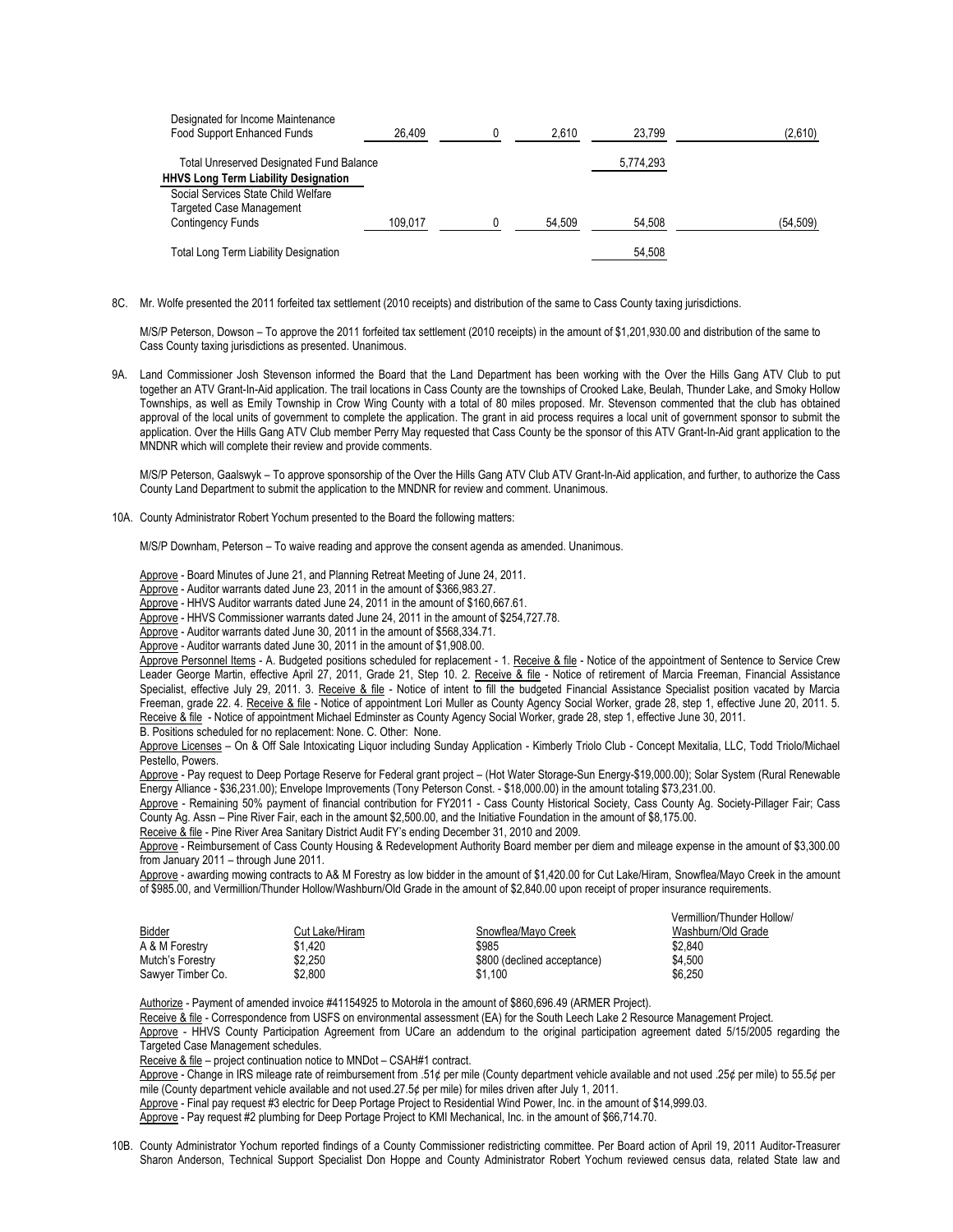| | | | | | |
|---|---|---|---|---|---|
| Designated for Income Maintenance Food Support Enhanced Funds | 26,409 | 0 | 2,610 | 23,799 | (2,610) |
| Total Unreserved Designated Fund Balance | | | | 5,774,293 | |
| **HHVS Long Term Liability Designation** | | | | | |
| Social Services State Child Welfare Targeted Case Management Contingency Funds | 109,017 | 0 | 54,509 | 54,508 | (54,509) |
| Total Long Term Liability Designation | | | | 54,508 | |

8C. Mr. Wolfe presented the 2011 forfeited tax settlement (2010 receipts) and distribution of the same to Cass County taxing jurisdictions.

M/S/P Peterson, Dowson – To approve the 2011 forfeited tax settlement (2010 receipts) in the amount of $1,201,930.00 and distribution of the same to Cass County taxing jurisdictions as presented. Unanimous.

9A. Land Commissioner Josh Stevenson informed the Board that the Land Department has been working with the Over the Hills Gang ATV Club to put together an ATV Grant-In-Aid application. The trail locations in Cass County are the townships of Crooked Lake, Beulah, Thunder Lake, and Smoky Hollow Townships, as well as Emily Township in Crow Wing County with a total of 80 miles proposed. Mr. Stevenson commented that the club has obtained approval of the local units of government to complete the application. The grant in aid process requires a local unit of government sponsor to submit the application. Over the Hills Gang ATV Club member Perry May requested that Cass County be the sponsor of this ATV Grant-In-Aid grant application to the MNDNR which will complete their review and provide comments.

M/S/P Peterson, Gaalswyk – To approve sponsorship of the Over the Hills Gang ATV Club ATV Grant-In-Aid application, and further, to authorize the Cass County Land Department to submit the application to the MNDNR for review and comment. Unanimous.

10A. County Administrator Robert Yochum presented to the Board the following matters:

M/S/P Downham, Peterson – To waive reading and approve the consent agenda as amended. Unanimous.

Approve - Board Minutes of June 21, and Planning Retreat Meeting of June 24, 2011.
Approve - Auditor warrants dated June 23, 2011 in the amount of $366,983.27.
Approve - HHVS Auditor warrants dated June 24, 2011 in the amount of $160,667.61.
Approve - HHVS Commissioner warrants dated June 24, 2011 in the amount of $254,727.78.
Approve - Auditor warrants dated June 30, 2011 in the amount of $568,334.71.
Approve - Auditor warrants dated June 30, 2011 in the amount of $1,908.00.
Approve Personnel Items - A. Budgeted positions scheduled for replacement - 1. Receive & file - Notice of the appointment of Sentence to Service Crew Leader George Martin, effective April 27, 2011, Grade 21, Step 10. 2. Receive & file - Notice of retirement of Marcia Freeman, Financial Assistance Specialist, effective July 29, 2011. 3. Receive & file - Notice of intent to fill the budgeted Financial Assistance Specialist position vacated by Marcia Freeman, grade 22. 4. Receive & file - Notice of appointment Lori Muller as County Agency Social Worker, grade 28, step 1, effective June 20, 2011. 5. Receive & file - Notice of appointment Michael Edminster as County Agency Social Worker, grade 28, step 1, effective June 30, 2011.
B. Positions scheduled for no replacement: None. C. Other: None.
Approve Licenses – On & Off Sale Intoxicating Liquor including Sunday Application - Kimberly Triolo Club - Concept Mexitalia, LLC, Todd Triolo/Michael Pestello, Powers.
Approve - Pay request to Deep Portage Reserve for Federal grant project – (Hot Water Storage-Sun Energy-$19,000.00); Solar System (Rural Renewable Energy Alliance - $36,231.00); Envelope Improvements (Tony Peterson Const. - $18,000.00) in the amount totaling $73,231.00.
Approve - Remaining 50% payment of financial contribution for FY2011 - Cass County Historical Society, Cass County Ag. Society-Pillager Fair; Cass County Ag. Assn – Pine River Fair, each in the amount $2,500.00, and the Initiative Foundation in the amount of $8,175.00.
Receive & file - Pine River Area Sanitary District Audit FY's ending December 31, 2010 and 2009.
Approve - Reimbursement of Cass County Housing & Redevelopment Authority Board member per diem and mileage expense in the amount of $3,300.00 from January 2011 – through June 2011.
Approve - awarding mowing contracts to A& M Forestry as low bidder in the amount of $1,420.00 for Cut Lake/Hiram, Snowflea/Mayo Creek in the amount of $985.00, and Vermillion/Thunder Hollow/Washburn/Old Grade in the amount of $2,840.00 upon receipt of proper insurance requirements.

| Bidder | Cut Lake/Hiram | Snowflea/Mayo Creek | Vermillion/Thunder Hollow/ Washburn/Old Grade |
|---|---|---|---|
| A & M Forestry | $1,420 | $985 | $2,840 |
| Mutch's Forestry | $2,250 | $800 (declined acceptance) | $4,500 |
| Sawyer Timber Co. | $2,800 | $1,100 | $6,250 |

Authorize - Payment of amended invoice #41154925 to Motorola in the amount of $860,696.49 (ARMER Project).
Receive & file - Correspondence from USFS on environmental assessment (EA) for the South Leech Lake 2 Resource Management Project.
Approve - HHVS County Participation Agreement from UCare an addendum to the original participation agreement dated 5/15/2005 regarding the Targeted Case Management schedules.
Receive & file – project continuation notice to MNDot – CSAH#1 contract.
Approve - Change in IRS mileage rate of reimbursement from .51¢ per mile (County department vehicle available and not used .25¢ per mile) to 55.5¢ per mile (County department vehicle available and not used.27.5¢ per mile) for miles driven after July 1, 2011.
Approve - Final pay request #3 electric for Deep Portage Project to Residential Wind Power, Inc. in the amount of $14,999.03.
Approve - Pay request #2 plumbing for Deep Portage Project to KMI Mechanical, Inc. in the amount of $66,714.70.

10B. County Administrator Yochum reported findings of a County Commissioner redistricting committee. Per Board action of April 19, 2011 Auditor-Treasurer Sharon Anderson, Technical Support Specialist Don Hoppe and County Administrator Robert Yochum reviewed census data, related State law and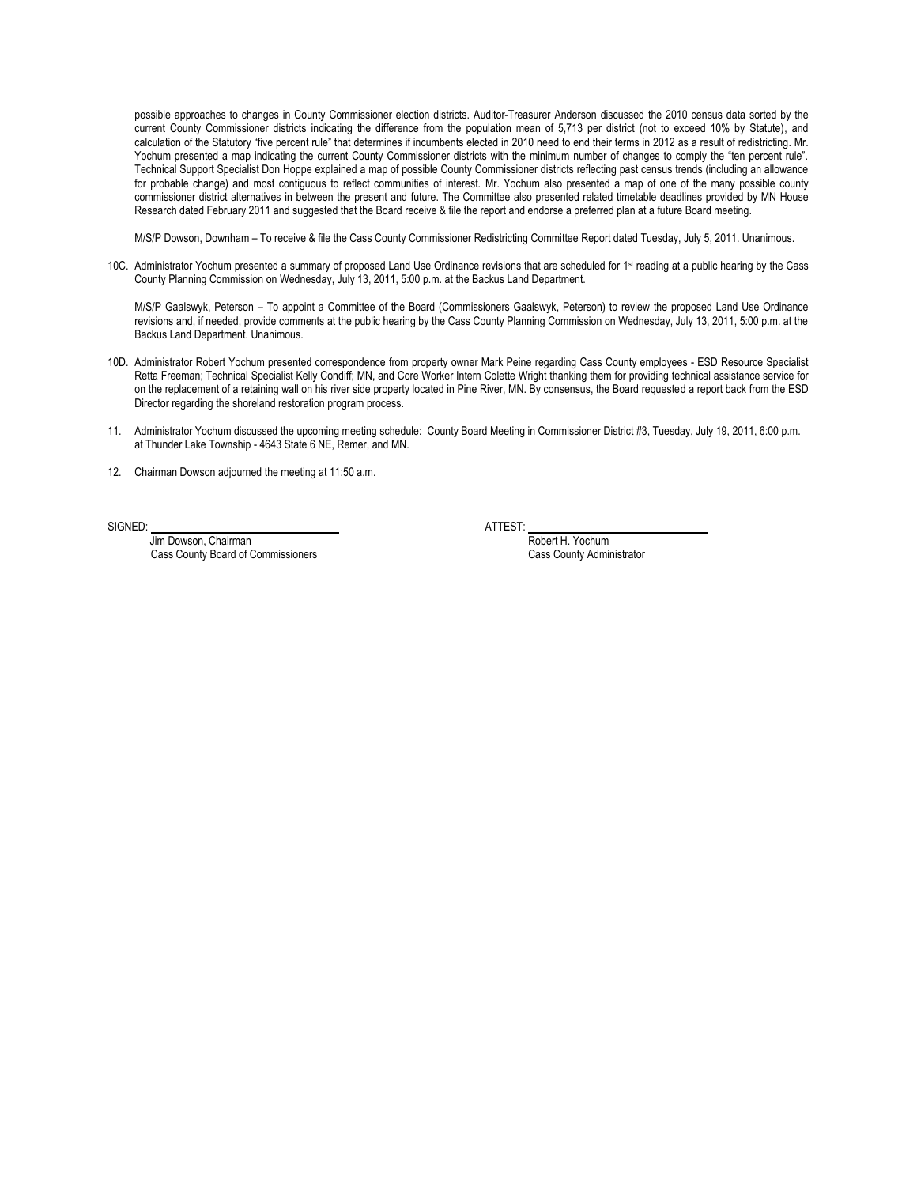possible approaches to changes in County Commissioner election districts. Auditor-Treasurer Anderson discussed the 2010 census data sorted by the current County Commissioner districts indicating the difference from the population mean of 5,713 per district (not to exceed 10% by Statute), and calculation of the Statutory "five percent rule" that determines if incumbents elected in 2010 need to end their terms in 2012 as a result of redistricting. Mr. Yochum presented a map indicating the current County Commissioner districts with the minimum number of changes to comply the "ten percent rule". Technical Support Specialist Don Hoppe explained a map of possible County Commissioner districts reflecting past census trends (including an allowance for probable change) and most contiguous to reflect communities of interest. Mr. Yochum also presented a map of one of the many possible county commissioner district alternatives in between the present and future. The Committee also presented related timetable deadlines provided by MN House Research dated February 2011 and suggested that the Board receive & file the report and endorse a preferred plan at a future Board meeting.

M/S/P Dowson, Downham – To receive & file the Cass County Commissioner Redistricting Committee Report dated Tuesday, July 5, 2011. Unanimous.

10C. Administrator Yochum presented a summary of proposed Land Use Ordinance revisions that are scheduled for 1st reading at a public hearing by the Cass County Planning Commission on Wednesday, July 13, 2011, 5:00 p.m. at the Backus Land Department.

M/S/P Gaalswyk, Peterson – To appoint a Committee of the Board (Commissioners Gaalswyk, Peterson) to review the proposed Land Use Ordinance revisions and, if needed, provide comments at the public hearing by the Cass County Planning Commission on Wednesday, July 13, 2011, 5:00 p.m. at the Backus Land Department. Unanimous.

10D. Administrator Robert Yochum presented correspondence from property owner Mark Peine regarding Cass County employees - ESD Resource Specialist Retta Freeman; Technical Specialist Kelly Condiff; MN, and Core Worker Intern Colette Wright thanking them for providing technical assistance service for on the replacement of a retaining wall on his river side property located in Pine River, MN. By consensus, the Board requested a report back from the ESD Director regarding the shoreland restoration program process.

11. Administrator Yochum discussed the upcoming meeting schedule: County Board Meeting in Commissioner District #3, Tuesday, July 19, 2011, 6:00 p.m. at Thunder Lake Township - 4643 State 6 NE, Remer, and MN.

12. Chairman Dowson adjourned the meeting at 11:50 a.m.

SIGNED: ______________________________
Jim Dowson, Chairman
Cass County Board of Commissioners

ATTEST: ______________________________
Robert H. Yochum
Cass County Administrator